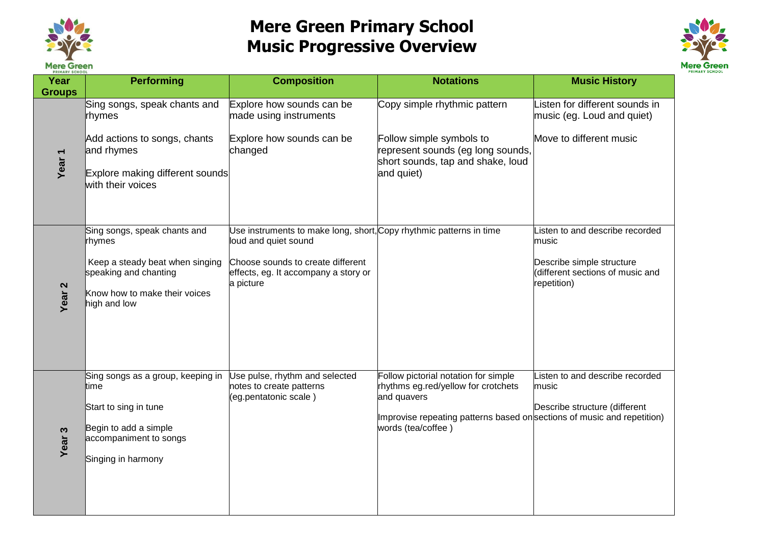# Mere Green Primary School
# Music Progressive Overview

| Year Groups | Performing | Composition | Notations | Music History |
|---|---|---|---|---|
| Year 1 | Sing songs, speak chants and rhymes<br><br>Add actions to songs, chants and rhymes<br><br>Explore making different sounds with their voices | Explore how sounds can be made using instruments<br><br>Explore how sounds can be changed | Copy simple rhythmic pattern<br><br>Follow simple symbols to represent sounds (eg long sounds, short sounds, tap and shake, loud and quiet) | Listen for different sounds in music (eg. Loud and quiet)<br><br>Move to different music |
| Year 2 | Sing songs, speak chants and rhymes<br><br>Keep a steady beat when singing speaking and chanting<br><br>Know how to make their voices high and low | Use instruments to make long, short, loud and quiet sound<br><br>Choose sounds to create different effects, eg. It accompany a story or a picture | Copy rhythmic patterns in time | Listen to and describe recorded music<br><br>Describe simple structure (different sections of music and repetition) |
| Year 3 | Sing songs as a group, keeping in time<br><br>Start to sing in tune<br><br>Begin to add a simple accompaniment to songs<br><br>Singing in harmony | Use pulse, rhythm and selected notes to create patterns (eg.pentatonic scale ) | Follow pictorial notation for simple rhythms eg.red/yellow for crotchets and quavers<br><br>Improvise repeating patterns based on words (tea/coffee ) | Listen to and describe recorded music<br><br>Describe structure (different sections of music and repetition) |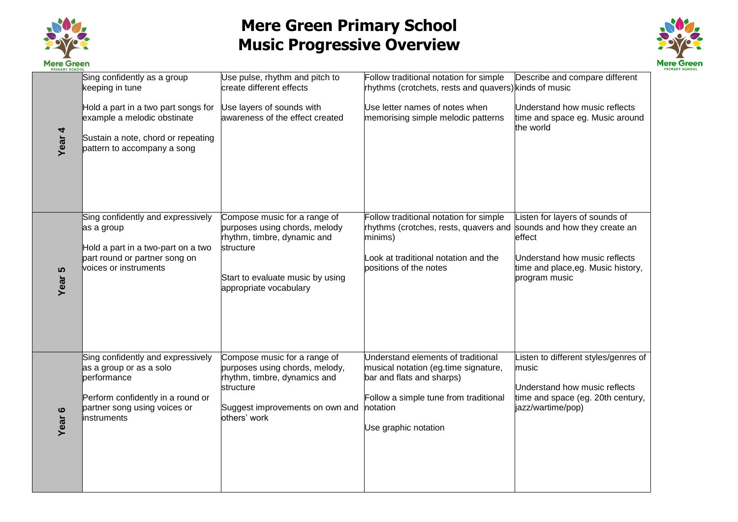# Mere Green Primary School
# Music Progressive Overview

| | | | | |
|---|---|---|---|---|
| **Year 4** | Sing confidently as a group keeping in tune<br><br>Hold a part in a two part songs for example a melodic obstinate<br><br>Sustain a note, chord or repeating pattern to accompany a song | Use pulse, rhythm and pitch to create different effects<br><br>Use layers of sounds with awareness of the effect created | Follow traditional notation for simple rhythms (crotchets, rests and quavers)<br><br>Use letter names of notes when memorising simple melodic patterns | Describe and compare different kinds of music<br><br>Understand how music reflects time and space eg. Music around the world |
| **Year 5** | Sing confidently and expressively as a group<br><br>Hold a part in a two-part on a two part round or partner song on voices or instruments | Compose music for a range of purposes using chords, melody rhythm, timbre, dynamic and structure<br><br>Start to evaluate music by using appropriate vocabulary | Follow traditional notation for simple rhythms (crotches, rests, quavers and minims)<br><br>Look at traditional notation and the positions of the notes | Listen for layers of sounds of sounds and how they create an effect<br><br>Understand how music reflects time and place,eg. Music history, program music |
| **Year 6** | Sing confidently and expressively as a group or as a solo performance<br><br>Perform confidently in a round or partner song using voices or instruments | Compose music for a range of purposes using chords, melody, rhythm, timbre, dynamics and structure<br><br>Suggest improvements on own and others' work | Understand elements of traditional musical notation (eg.time signature, bar and flats and sharps)<br><br>Follow a simple tune from traditional notation<br><br>Use graphic notation | Listen to different styles/genres of music<br><br>Understand how music reflects time and space (eg. 20th century, jazz/wartime/pop) |